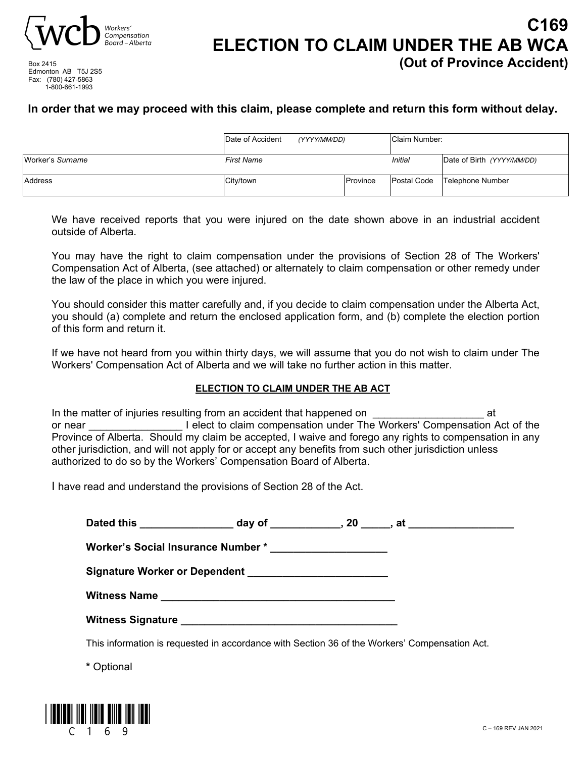Workers' Compensation Board – Alberta

Box 2415
Edmonton AB T5J 2S5
Fax: (780) 427-5863
1-800-661-1993

# C169
# ELECTION TO CLAIM UNDER THE AB WCA
## (Out of Province Accident)

**In order that we may proceed with this claim, please complete and return this form without delay.**

| | | | | |
|---|---|---|---|---|
| | Date of Accident *(YYYY/MM/DD)* | | Claim Number: | |
| Worker's *Surname* | *First Name* | | *Initial* | Date of Birth *(YYYY/MM/DD)* |
| Address | City/town | Province | Postal Code | Telephone Number |

We have received reports that you were injured on the date shown above in an industrial accident outside of Alberta.

You may have the right to claim compensation under the provisions of Section 28 of The Workers' Compensation Act of Alberta, (see attached) or alternately to claim compensation or other remedy under the law of the place in which you were injured.

You should consider this matter carefully and, if you decide to claim compensation under the Alberta Act, you should (a) complete and return the enclosed application form, and (b) complete the election portion of this form and return it.

If we have not heard from you within thirty days, we will assume that you do not wish to claim under The Workers' Compensation Act of Alberta and we will take no further action in this matter.

### ELECTION TO CLAIM UNDER THE AB ACT

In the matter of injuries resulting from an accident that happened on __________________ at or near ________________ I elect to claim compensation under The Workers' Compensation Act of the Province of Alberta. Should my claim be accepted, I waive and forego any rights to compensation in any other jurisdiction, and will not apply for or accept any benefits from such other jurisdiction unless authorized to do so by the Workers' Compensation Board of Alberta.

I have read and understand the provisions of Section 28 of the Act.

**Dated this ________________ day of ____________, 20 _____, at __________________**

**Worker's Social Insurance Number * ____________________**

**Signature Worker or Dependent ________________________**

**Witness Name ________________________________________**

**Witness Signature ____________________________________**

This information is requested in accordance with Section 36 of the Workers' Compensation Act.

**\*** Optional

C169

C – 169 REV JAN 2021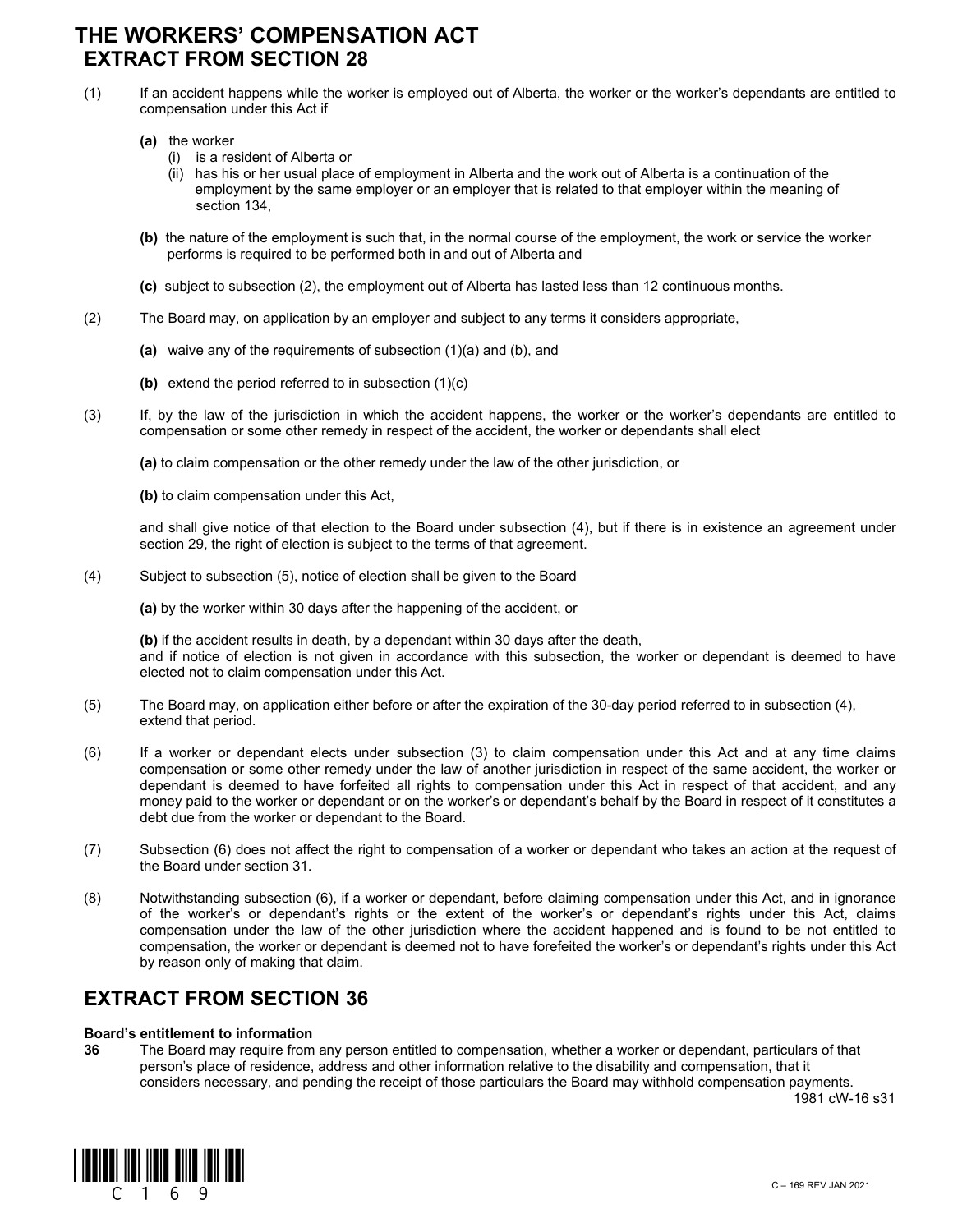# THE WORKERS' COMPENSATION ACT
## EXTRACT FROM SECTION 28

(1) If an accident happens while the worker is employed out of Alberta, the worker or the worker's dependants are entitled to compensation under this Act if

**(a)** the worker
  (i) is a resident of Alberta or
  (ii) has his or her usual place of employment in Alberta and the work out of Alberta is a continuation of the employment by the same employer or an employer that is related to that employer within the meaning of section 134,

**(b)** the nature of the employment is such that, in the normal course of the employment, the work or service the worker performs is required to be performed both in and out of Alberta and

**(c)** subject to subsection (2), the employment out of Alberta has lasted less than 12 continuous months.

(2) The Board may, on application by an employer and subject to any terms it considers appropriate,

**(a)** waive any of the requirements of subsection (1)(a) and (b), and

**(b)** extend the period referred to in subsection (1)(c)

(3) If, by the law of the jurisdiction in which the accident happens, the worker or the worker's dependants are entitled to compensation or some other remedy in respect of the accident, the worker or dependants shall elect

**(a)** to claim compensation or the other remedy under the law of the other jurisdiction, or

**(b)** to claim compensation under this Act,

and shall give notice of that election to the Board under subsection (4), but if there is in existence an agreement under section 29, the right of election is subject to the terms of that agreement.

(4) Subject to subsection (5), notice of election shall be given to the Board

**(a)** by the worker within 30 days after the happening of the accident, or

**(b)** if the accident results in death, by a dependant within 30 days after the death,
and if notice of election is not given in accordance with this subsection, the worker or dependant is deemed to have elected not to claim compensation under this Act.

(5) The Board may, on application either before or after the expiration of the 30-day period referred to in subsection (4), extend that period.

(6) If a worker or dependant elects under subsection (3) to claim compensation under this Act and at any time claims compensation or some other remedy under the law of another jurisdiction in respect of the same accident, the worker or dependant is deemed to have forfeited all rights to compensation under this Act in respect of that accident, and any money paid to the worker or dependant or on the worker's or dependant's behalf by the Board in respect of it constitutes a debt due from the worker or dependant to the Board.

(7) Subsection (6) does not affect the right to compensation of a worker or dependant who takes an action at the request of the Board under section 31.

(8) Notwithstanding subsection (6), if a worker or dependant, before claiming compensation under this Act, and in ignorance of the worker's or dependant's rights or the extent of the worker's or dependant's rights under this Act, claims compensation under the law of the other jurisdiction where the accident happened and is found to be not entitled to compensation, the worker or dependant is deemed not to have forefeited the worker's or dependant's rights under this Act by reason only of making that claim.

## EXTRACT FROM SECTION 36

**Board's entitlement to information**

**36** The Board may require from any person entitled to compensation, whether a worker or dependant, particulars of that person's place of residence, address and other information relative to the disability and compensation, that it considers necessary, and pending the receipt of those particulars the Board may withhold compensation payments.

1981 cW-16 s31

C 1 6 9

C – 169 REV JAN 2021